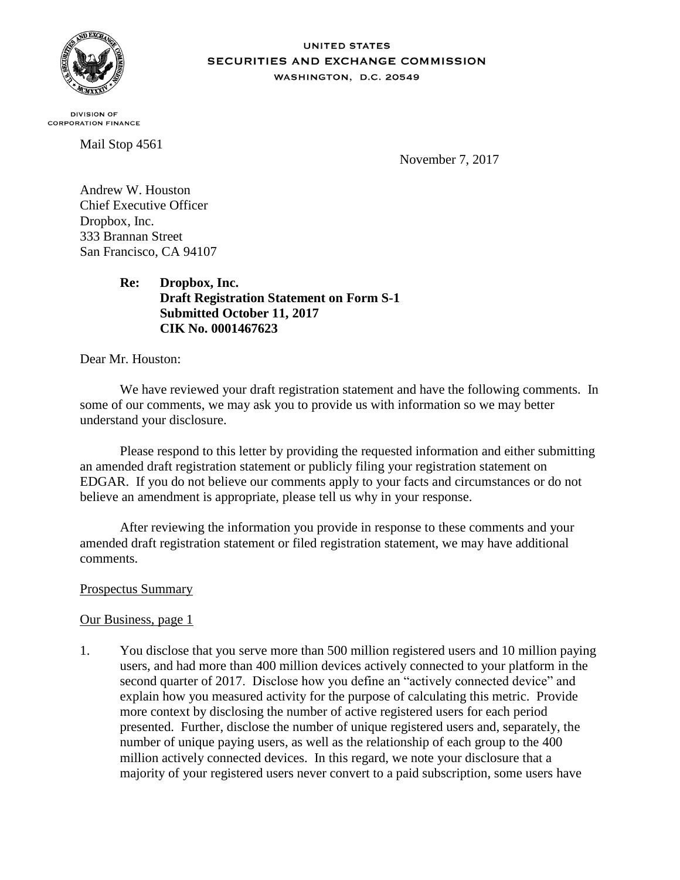UNITED STATES
SECURITIES AND EXCHANGE COMMISSION
WASHINGTON, D.C. 20549

DIVISION OF
CORPORATION FINANCE

Mail Stop 4561

November 7, 2017

Andrew W. Houston
Chief Executive Officer
Dropbox, Inc.
333 Brannan Street
San Francisco, CA 94107

**Re: Dropbox, Inc.**
**Draft Registration Statement on Form S-1**
**Submitted October 11, 2017**
**CIK No. 0001467623**

Dear Mr. Houston:

We have reviewed your draft registration statement and have the following comments. In some of our comments, we may ask you to provide us with information so we may better understand your disclosure.

Please respond to this letter by providing the requested information and either submitting an amended draft registration statement or publicly filing your registration statement on EDGAR. If you do not believe our comments apply to your facts and circumstances or do not believe an amendment is appropriate, please tell us why in your response.

After reviewing the information you provide in response to these comments and your amended draft registration statement or filed registration statement, we may have additional comments.

Prospectus Summary

Our Business, page 1

1. You disclose that you serve more than 500 million registered users and 10 million paying users, and had more than 400 million devices actively connected to your platform in the second quarter of 2017. Disclose how you define an "actively connected device" and explain how you measured activity for the purpose of calculating this metric. Provide more context by disclosing the number of active registered users for each period presented. Further, disclose the number of unique registered users and, separately, the number of unique paying users, as well as the relationship of each group to the 400 million actively connected devices. In this regard, we note your disclosure that a majority of your registered users never convert to a paid subscription, some users have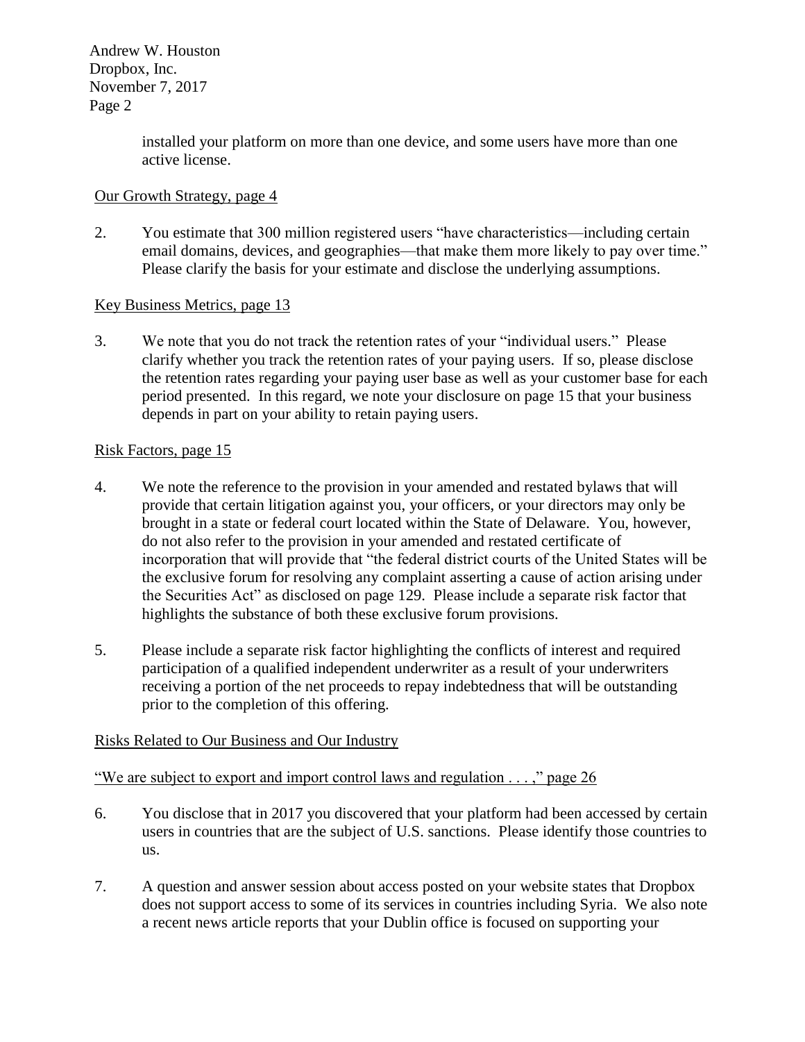installed your platform on more than one device, and some users have more than one active license.

Our Growth Strategy, page 4

2. You estimate that 300 million registered users "have characteristics—including certain email domains, devices, and geographies—that make them more likely to pay over time." Please clarify the basis for your estimate and disclose the underlying assumptions.

Key Business Metrics, page 13

3. We note that you do not track the retention rates of your "individual users." Please clarify whether you track the retention rates of your paying users. If so, please disclose the retention rates regarding your paying user base as well as your customer base for each period presented. In this regard, we note your disclosure on page 15 that your business depends in part on your ability to retain paying users.

Risk Factors, page 15

4. We note the reference to the provision in your amended and restated bylaws that will provide that certain litigation against you, your officers, or your directors may only be brought in a state or federal court located within the State of Delaware. You, however, do not also refer to the provision in your amended and restated certificate of incorporation that will provide that "the federal district courts of the United States will be the exclusive forum for resolving any complaint asserting a cause of action arising under the Securities Act" as disclosed on page 129. Please include a separate risk factor that highlights the substance of both these exclusive forum provisions.

5. Please include a separate risk factor highlighting the conflicts of interest and required participation of a qualified independent underwriter as a result of your underwriters receiving a portion of the net proceeds to repay indebtedness that will be outstanding prior to the completion of this offering.

Risks Related to Our Business and Our Industry

"We are subject to export and import control laws and regulation . . . ," page 26

6. You disclose that in 2017 you discovered that your platform had been accessed by certain users in countries that are the subject of U.S. sanctions. Please identify those countries to us.

7. A question and answer session about access posted on your website states that Dropbox does not support access to some of its services in countries including Syria. We also note a recent news article reports that your Dublin office is focused on supporting your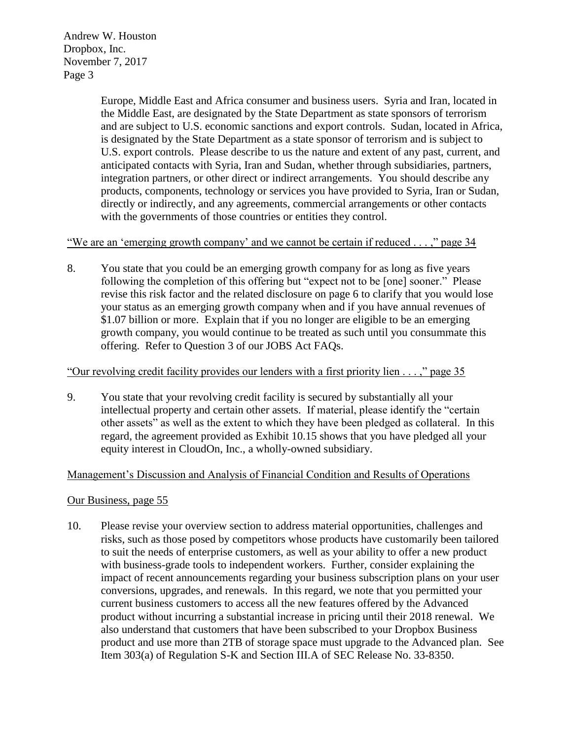Europe, Middle East and Africa consumer and business users. Syria and Iran, located in the Middle East, are designated by the State Department as state sponsors of terrorism and are subject to U.S. economic sanctions and export controls. Sudan, located in Africa, is designated by the State Department as a state sponsor of terrorism and is subject to U.S. export controls. Please describe to us the nature and extent of any past, current, and anticipated contacts with Syria, Iran and Sudan, whether through subsidiaries, partners, integration partners, or other direct or indirect arrangements. You should describe any products, components, technology or services you have provided to Syria, Iran or Sudan, directly or indirectly, and any agreements, commercial arrangements or other contacts with the governments of those countries or entities they control.

<u>"We are an 'emerging growth company' and we cannot be certain if reduced . . . ," page 34</u>

8. You state that you could be an emerging growth company for as long as five years following the completion of this offering but "expect not to be [one] sooner." Please revise this risk factor and the related disclosure on page 6 to clarify that you would lose your status as an emerging growth company when and if you have annual revenues of $1.07 billion or more. Explain that if you no longer are eligible to be an emerging growth company, you would continue to be treated as such until you consummate this offering. Refer to Question 3 of our JOBS Act FAQs.

<u>"Our revolving credit facility provides our lenders with a first priority lien . . . ," page 35</u>

9. You state that your revolving credit facility is secured by substantially all your intellectual property and certain other assets. If material, please identify the "certain other assets" as well as the extent to which they have been pledged as collateral. In this regard, the agreement provided as Exhibit 10.15 shows that you have pledged all your equity interest in CloudOn, Inc., a wholly-owned subsidiary.

<u>Management's Discussion and Analysis of Financial Condition and Results of Operations</u>

<u>Our Business, page 55</u>

10. Please revise your overview section to address material opportunities, challenges and risks, such as those posed by competitors whose products have customarily been tailored to suit the needs of enterprise customers, as well as your ability to offer a new product with business-grade tools to independent workers. Further, consider explaining the impact of recent announcements regarding your business subscription plans on your user conversions, upgrades, and renewals. In this regard, we note that you permitted your current business customers to access all the new features offered by the Advanced product without incurring a substantial increase in pricing until their 2018 renewal. We also understand that customers that have been subscribed to your Dropbox Business product and use more than 2TB of storage space must upgrade to the Advanced plan. See Item 303(a) of Regulation S-K and Section III.A of SEC Release No. 33-8350.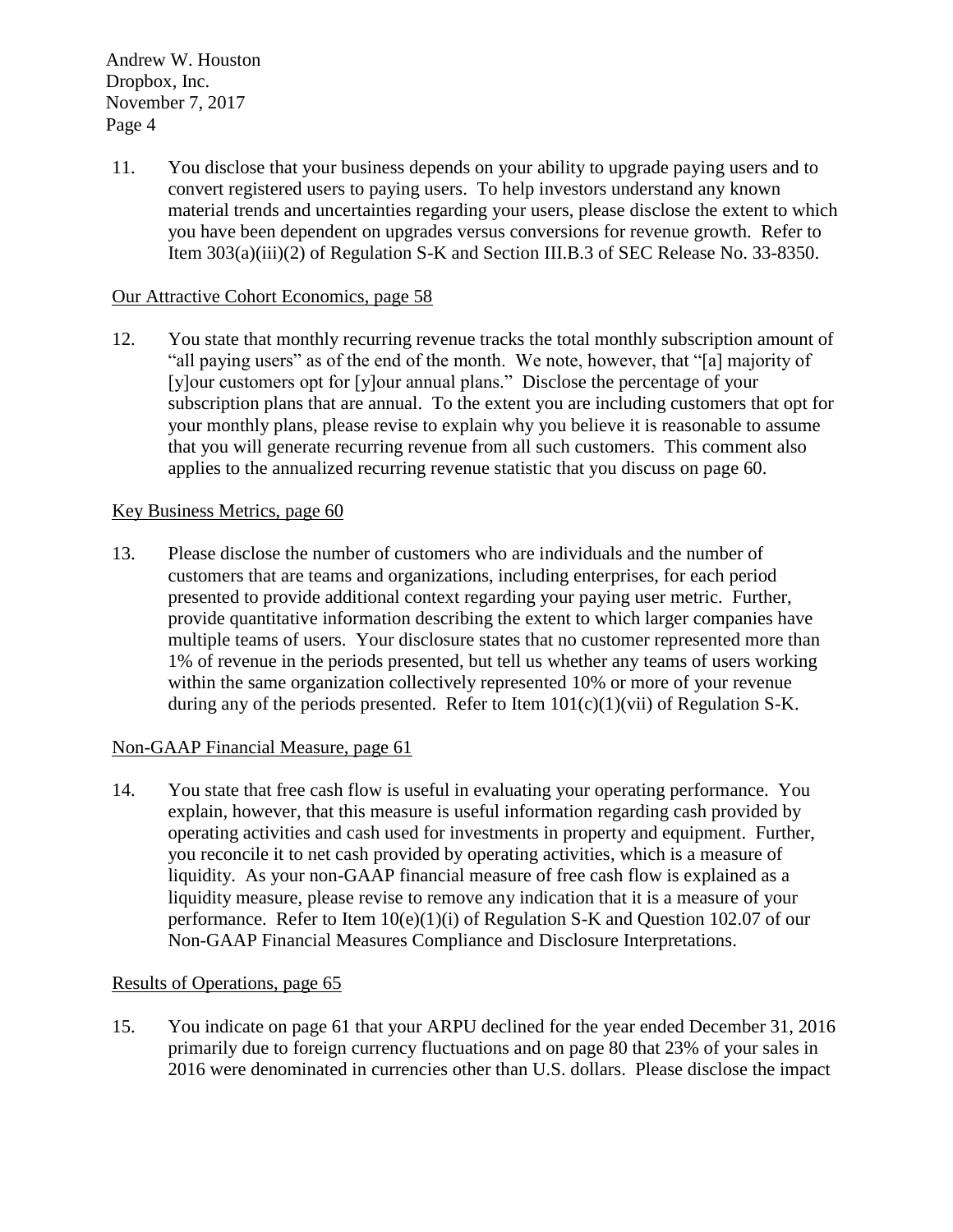11. You disclose that your business depends on your ability to upgrade paying users and to convert registered users to paying users. To help investors understand any known material trends and uncertainties regarding your users, please disclose the extent to which you have been dependent on upgrades versus conversions for revenue growth. Refer to Item 303(a)(iii)(2) of Regulation S-K and Section III.B.3 of SEC Release No. 33-8350.

Our Attractive Cohort Economics, page 58

12. You state that monthly recurring revenue tracks the total monthly subscription amount of "all paying users" as of the end of the month. We note, however, that "[a] majority of [y]our customers opt for [y]our annual plans." Disclose the percentage of your subscription plans that are annual. To the extent you are including customers that opt for your monthly plans, please revise to explain why you believe it is reasonable to assume that you will generate recurring revenue from all such customers. This comment also applies to the annualized recurring revenue statistic that you discuss on page 60.

Key Business Metrics, page 60

13. Please disclose the number of customers who are individuals and the number of customers that are teams and organizations, including enterprises, for each period presented to provide additional context regarding your paying user metric. Further, provide quantitative information describing the extent to which larger companies have multiple teams of users. Your disclosure states that no customer represented more than 1% of revenue in the periods presented, but tell us whether any teams of users working within the same organization collectively represented 10% or more of your revenue during any of the periods presented. Refer to Item 101(c)(1)(vii) of Regulation S-K.

Non-GAAP Financial Measure, page 61

14. You state that free cash flow is useful in evaluating your operating performance. You explain, however, that this measure is useful information regarding cash provided by operating activities and cash used for investments in property and equipment. Further, you reconcile it to net cash provided by operating activities, which is a measure of liquidity. As your non-GAAP financial measure of free cash flow is explained as a liquidity measure, please revise to remove any indication that it is a measure of your performance. Refer to Item 10(e)(1)(i) of Regulation S-K and Question 102.07 of our Non-GAAP Financial Measures Compliance and Disclosure Interpretations.

Results of Operations, page 65

15. You indicate on page 61 that your ARPU declined for the year ended December 31, 2016 primarily due to foreign currency fluctuations and on page 80 that 23% of your sales in 2016 were denominated in currencies other than U.S. dollars. Please disclose the impact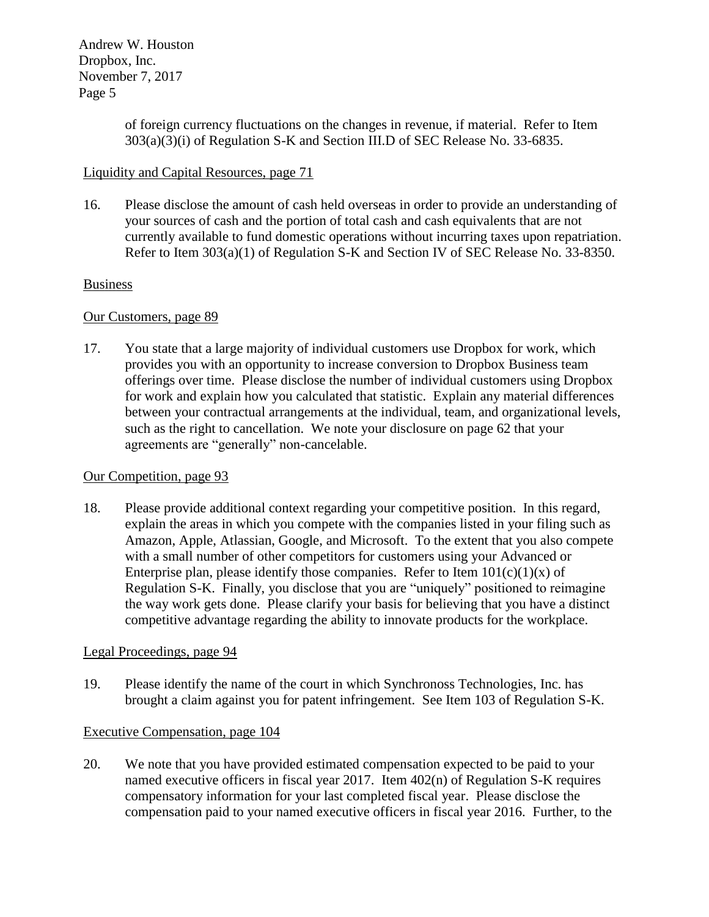of foreign currency fluctuations on the changes in revenue, if material. Refer to Item 303(a)(3)(i) of Regulation S-K and Section III.D of SEC Release No. 33-6835.

Liquidity and Capital Resources, page 71

16. Please disclose the amount of cash held overseas in order to provide an understanding of your sources of cash and the portion of total cash and cash equivalents that are not currently available to fund domestic operations without incurring taxes upon repatriation. Refer to Item 303(a)(1) of Regulation S-K and Section IV of SEC Release No. 33-8350.

Business

Our Customers, page 89

17. You state that a large majority of individual customers use Dropbox for work, which provides you with an opportunity to increase conversion to Dropbox Business team offerings over time. Please disclose the number of individual customers using Dropbox for work and explain how you calculated that statistic. Explain any material differences between your contractual arrangements at the individual, team, and organizational levels, such as the right to cancellation. We note your disclosure on page 62 that your agreements are "generally" non-cancelable.

Our Competition, page 93

18. Please provide additional context regarding your competitive position. In this regard, explain the areas in which you compete with the companies listed in your filing such as Amazon, Apple, Atlassian, Google, and Microsoft. To the extent that you also compete with a small number of other competitors for customers using your Advanced or Enterprise plan, please identify those companies. Refer to Item 101(c)(1)(x) of Regulation S-K. Finally, you disclose that you are "uniquely" positioned to reimagine the way work gets done. Please clarify your basis for believing that you have a distinct competitive advantage regarding the ability to innovate products for the workplace.

Legal Proceedings, page 94

19. Please identify the name of the court in which Synchronoss Technologies, Inc. has brought a claim against you for patent infringement. See Item 103 of Regulation S-K.

Executive Compensation, page 104

20. We note that you have provided estimated compensation expected to be paid to your named executive officers in fiscal year 2017. Item 402(n) of Regulation S-K requires compensatory information for your last completed fiscal year. Please disclose the compensation paid to your named executive officers in fiscal year 2016. Further, to the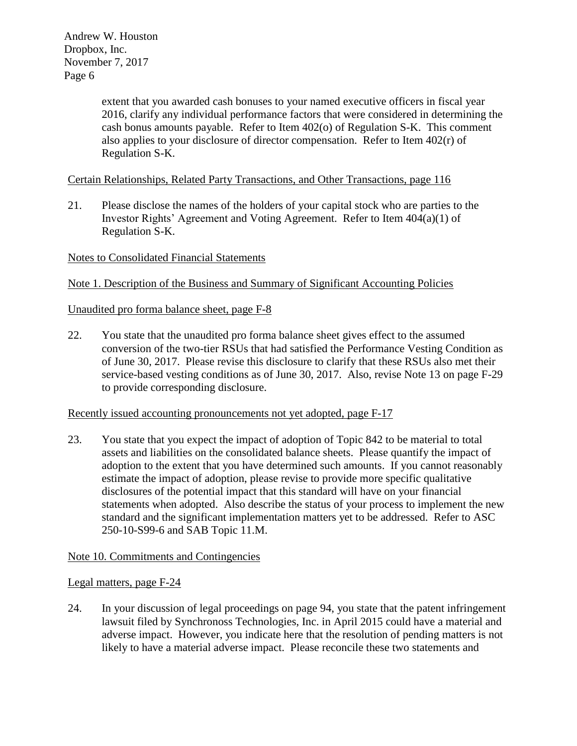extent that you awarded cash bonuses to your named executive officers in fiscal year 2016, clarify any individual performance factors that were considered in determining the cash bonus amounts payable. Refer to Item 402(o) of Regulation S-K. This comment also applies to your disclosure of director compensation. Refer to Item 402(r) of Regulation S-K.

Certain Relationships, Related Party Transactions, and Other Transactions, page 116

21. Please disclose the names of the holders of your capital stock who are parties to the Investor Rights' Agreement and Voting Agreement. Refer to Item 404(a)(1) of Regulation S-K.

Notes to Consolidated Financial Statements

Note 1. Description of the Business and Summary of Significant Accounting Policies

Unaudited pro forma balance sheet, page F-8

22. You state that the unaudited pro forma balance sheet gives effect to the assumed conversion of the two-tier RSUs that had satisfied the Performance Vesting Condition as of June 30, 2017. Please revise this disclosure to clarify that these RSUs also met their service-based vesting conditions as of June 30, 2017. Also, revise Note 13 on page F-29 to provide corresponding disclosure.

Recently issued accounting pronouncements not yet adopted, page F-17

23. You state that you expect the impact of adoption of Topic 842 to be material to total assets and liabilities on the consolidated balance sheets. Please quantify the impact of adoption to the extent that you have determined such amounts. If you cannot reasonably estimate the impact of adoption, please revise to provide more specific qualitative disclosures of the potential impact that this standard will have on your financial statements when adopted. Also describe the status of your process to implement the new standard and the significant implementation matters yet to be addressed. Refer to ASC 250-10-S99-6 and SAB Topic 11.M.

Note 10. Commitments and Contingencies

Legal matters, page F-24

24. In your discussion of legal proceedings on page 94, you state that the patent infringement lawsuit filed by Synchronoss Technologies, Inc. in April 2015 could have a material and adverse impact. However, you indicate here that the resolution of pending matters is not likely to have a material adverse impact. Please reconcile these two statements and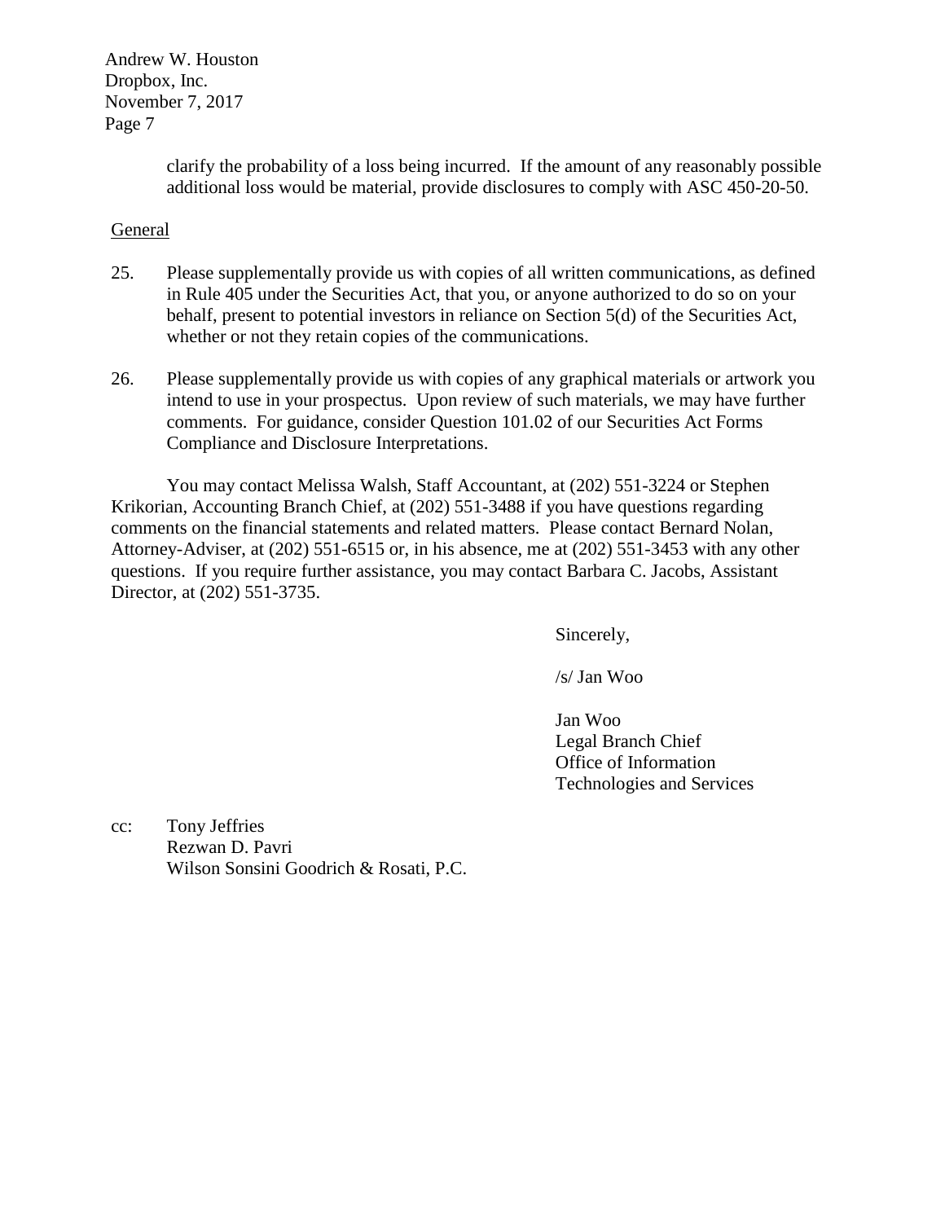clarify the probability of a loss being incurred. If the amount of any reasonably possible additional loss would be material, provide disclosures to comply with ASC 450-20-50.

General

25. Please supplementally provide us with copies of all written communications, as defined in Rule 405 under the Securities Act, that you, or anyone authorized to do so on your behalf, present to potential investors in reliance on Section 5(d) of the Securities Act, whether or not they retain copies of the communications.

26. Please supplementally provide us with copies of any graphical materials or artwork you intend to use in your prospectus. Upon review of such materials, we may have further comments. For guidance, consider Question 101.02 of our Securities Act Forms Compliance and Disclosure Interpretations.

You may contact Melissa Walsh, Staff Accountant, at (202) 551-3224 or Stephen Krikorian, Accounting Branch Chief, at (202) 551-3488 if you have questions regarding comments on the financial statements and related matters. Please contact Bernard Nolan, Attorney-Adviser, at (202) 551-6515 or, in his absence, me at (202) 551-3453 with any other questions. If you require further assistance, you may contact Barbara C. Jacobs, Assistant Director, at (202) 551-3735.

Sincerely,

/s/ Jan Woo

Jan Woo
Legal Branch Chief
Office of Information
Technologies and Services

cc: Tony Jeffries
Rezwan D. Pavri
Wilson Sonsini Goodrich & Rosati, P.C.